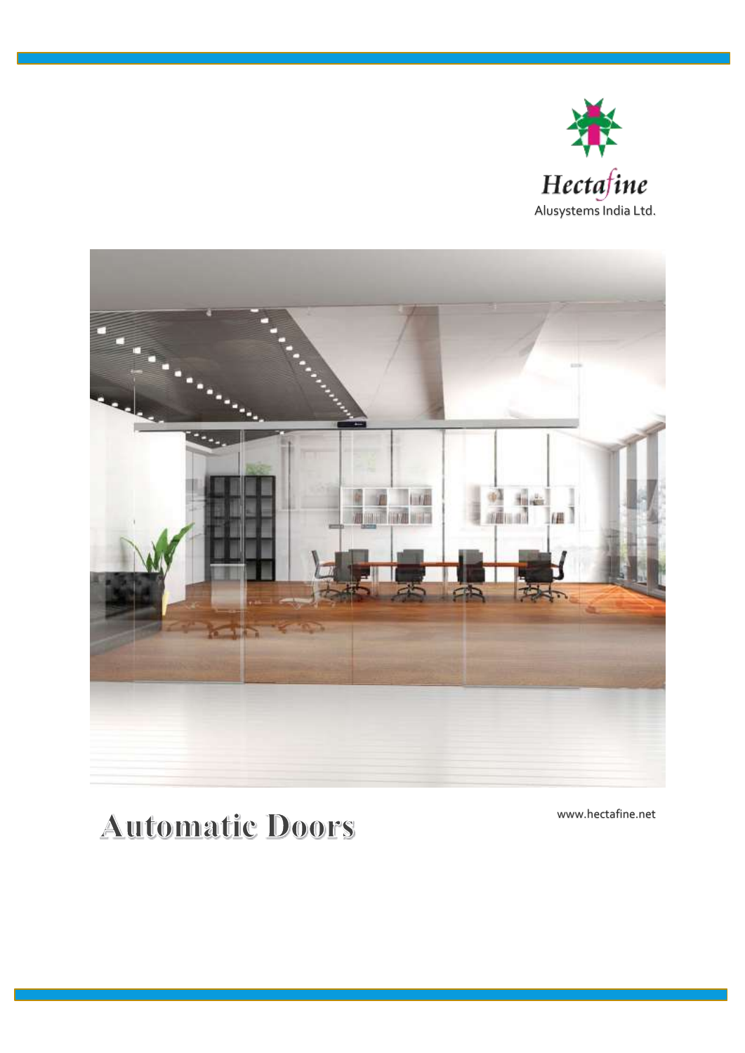Hectafine

Alusystems India Ltd.

# Automatic Doors

www.hectafine.net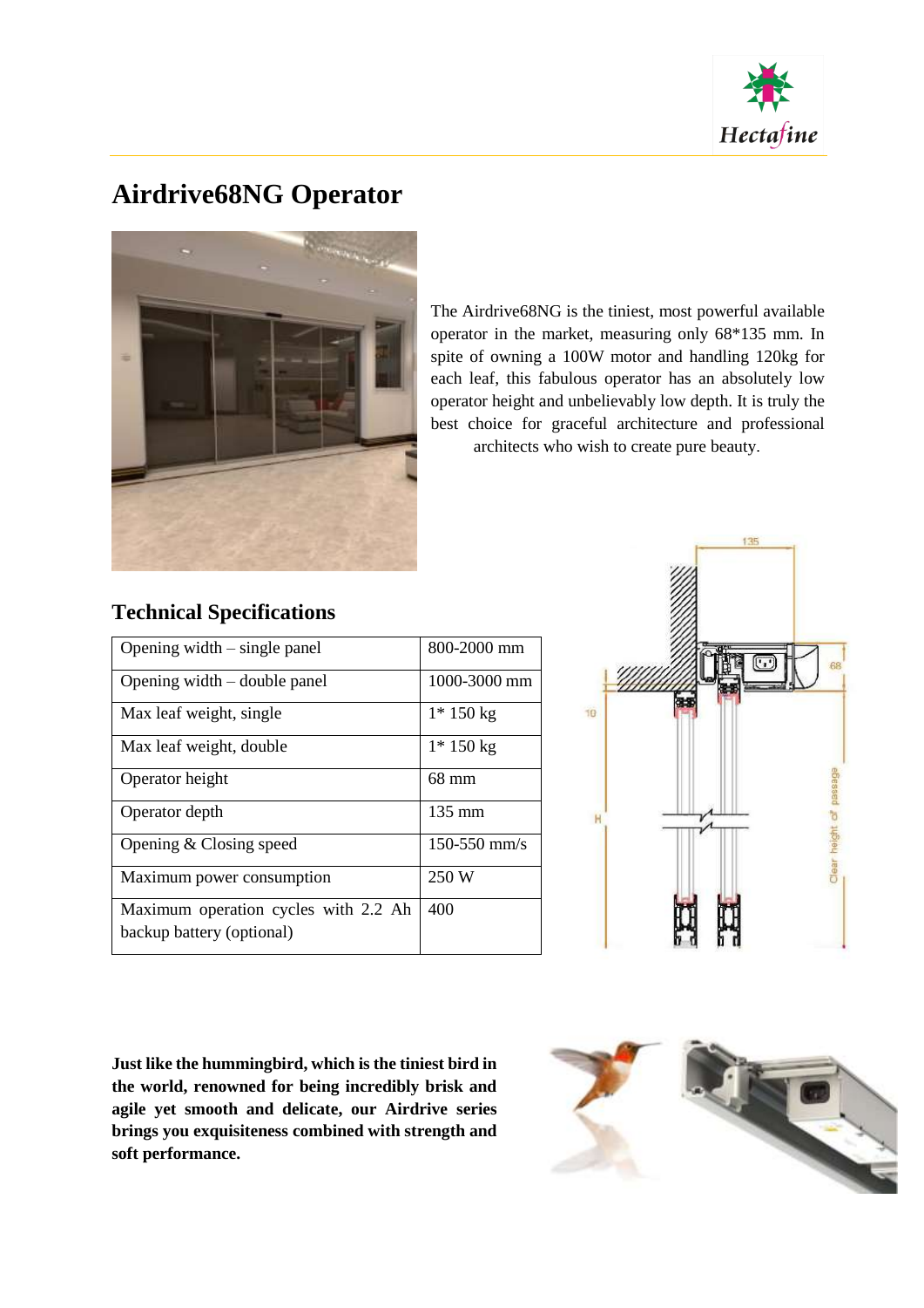# Airdrive68NG Operator

The Airdrive68NG is the tiniest, most powerful available operator in the market, measuring only 68*135 mm. In spite of owning a 100W motor and handling 120kg for each leaf, this fabulous operator has an absolutely low operator height and unbelievably low depth. It is truly the best choice for graceful architecture and professional architects who wish to create pure beauty.

## Technical Specifications

| Opening width – single panel | 800-2000 mm |
|---|---|
| Opening width – double panel | 1000-3000 mm |
| Max leaf weight, single | 1* 150 kg |
| Max leaf weight, double | 1* 150 kg |
| Operator height | 68 mm |
| Operator depth | 135 mm |
| Opening & Closing speed | 150-550 mm/s |
| Maximum power consumption | 250 W |
| Maximum operation cycles with 2.2 Ah backup battery (optional) | 400 |

**Just like the hummingbird, which is the tiniest bird in the world, renowned for being incredibly brisk and agile yet smooth and delicate, our Airdrive series brings you exquisiteness combined with strength and soft performance.**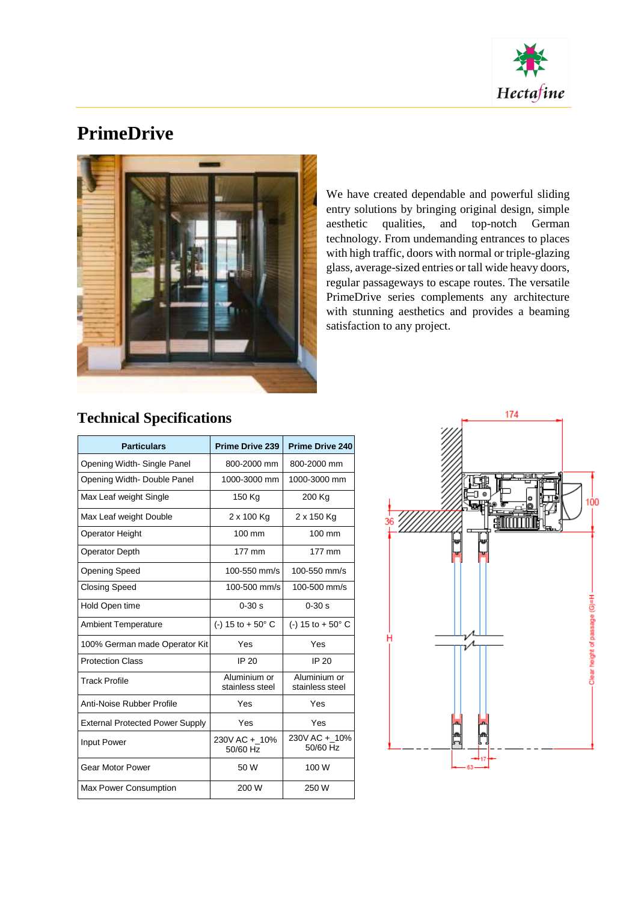# PrimeDrive

We have created dependable and powerful sliding entry solutions by bringing original design, simple aesthetic qualities, and top-notch German technology. From undemanding entrances to places with high traffic, doors with normal or triple-glazing glass, average-sized entries or tall wide heavy doors, regular passageways to escape routes. The versatile PrimeDrive series complements any architecture with stunning aesthetics and provides a beaming satisfaction to any project.

## Technical Specifications

| Particulars | Prime Drive 239 | Prime Drive 240 |
|---|---|---|
| Opening Width- Single Panel | 800-2000 mm | 800-2000 mm |
| Opening Width- Double Panel | 1000-3000 mm | 1000-3000 mm |
| Max Leaf weight Single | 150 Kg | 200 Kg |
| Max Leaf weight Double | 2 x 100 Kg | 2 x 150 Kg |
| Operator Height | 100 mm | 100 mm |
| Operator Depth | 177 mm | 177 mm |
| Opening Speed | 100-550 mm/s | 100-550 mm/s |
| Closing Speed | 100-500 mm/s | 100-500 mm/s |
| Hold Open time | 0-30 s | 0-30 s |
| Ambient Temperature | (-) 15 to + 50° C | (-) 15 to + 50° C |
| 100% German made Operator Kit | Yes | Yes |
| Protection Class | IP 20 | IP 20 |
| Track Profile | Aluminium or stainless steel | Aluminium or stainless steel |
| Anti-Noise Rubber Profile | Yes | Yes |
| External Protected Power Supply | Yes | Yes |
| Input Power | 230V AC +_10% 50/60 Hz | 230V AC +_10% 50/60 Hz |
| Gear Motor Power | 50 W | 100 W |
| Max Power Consumption | 200 W | 250 W |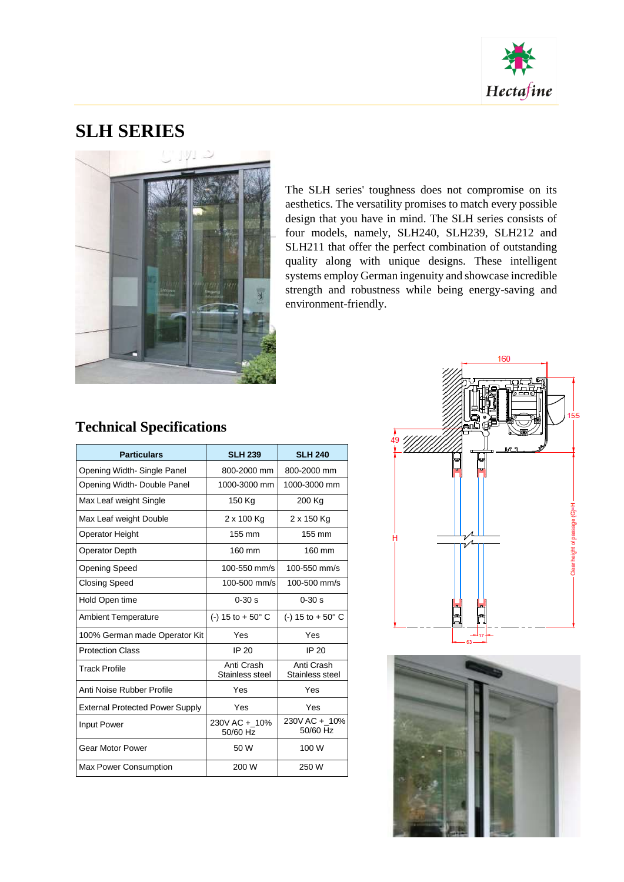# SLH SERIES

The SLH series' toughness does not compromise on its aesthetics. The versatility promises to match every possible design that you have in mind. The SLH series consists of four models, namely, SLH240, SLH239, SLH212 and SLH211 that offer the perfect combination of outstanding quality along with unique designs. These intelligent systems employ German ingenuity and showcase incredible strength and robustness while being energy-saving and environment-friendly.

## Technical Specifications

| Particulars | SLH 239 | SLH 240 |
|---|---|---|
| Opening Width- Single Panel | 800-2000 mm | 800-2000 mm |
| Opening Width- Double Panel | 1000-3000 mm | 1000-3000 mm |
| Max Leaf weight Single | 150 Kg | 200 Kg |
| Max Leaf weight Double | 2 x 100 Kg | 2 x 150 Kg |
| Operator Height | 155 mm | 155 mm |
| Operator Depth | 160 mm | 160 mm |
| Opening Speed | 100-550 mm/s | 100-550 mm/s |
| Closing Speed | 100-500 mm/s | 100-500 mm/s |
| Hold Open time | 0-30 s | 0-30 s |
| Ambient Temperature | (-) 15 to + 50° C | (-) 15 to + 50° C |
| 100% German made Operator Kit | Yes | Yes |
| Protection Class | IP 20 | IP 20 |
| Track Profile | Anti Crash Stainless steel | Anti Crash Stainless steel |
| Anti Noise Rubber Profile | Yes | Yes |
| External Protected Power Supply | Yes | Yes |
| Input Power | 230V AC +_10% 50/60 Hz | 230V AC +_10% 50/60 Hz |
| Gear Motor Power | 50 W | 100 W |
| Max Power Consumption | 200 W | 250 W |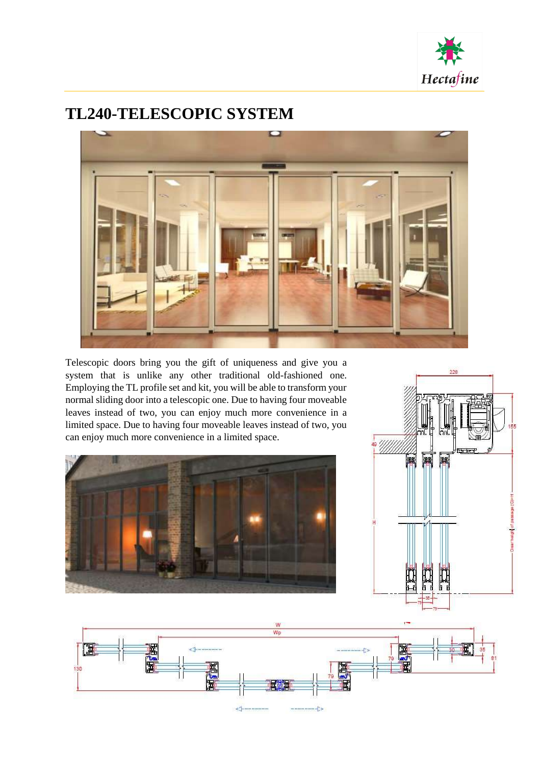# TL240-TELESCOPIC SYSTEM

Telescopic doors bring you the gift of uniqueness and give you a system that is unlike any other traditional old-fashioned one. Employing the TL profile set and kit, you will be able to transform your normal sliding door into a telescopic one. Due to having four moveable leaves instead of two, you can enjoy much more convenience in a limited space. Due to having four moveable leaves instead of two, you can enjoy much more convenience in a limited space.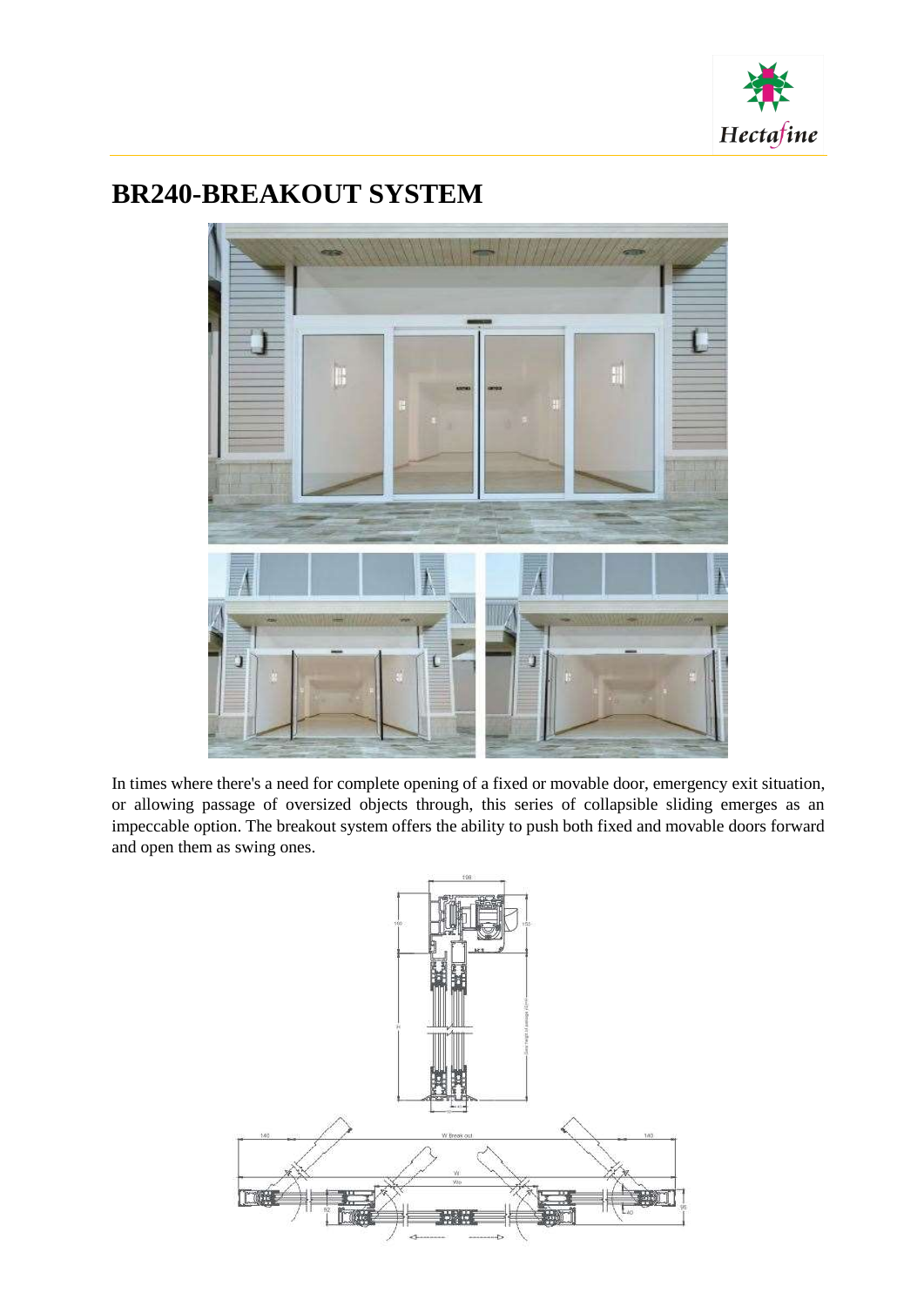# BR240-BREAKOUT SYSTEM

In times where there's a need for complete opening of a fixed or movable door, emergency exit situation, or allowing passage of oversized objects through, this series of collapsible sliding emerges as an impeccable option. The breakout system offers the ability to push both fixed and movable doors forward and open them as swing ones.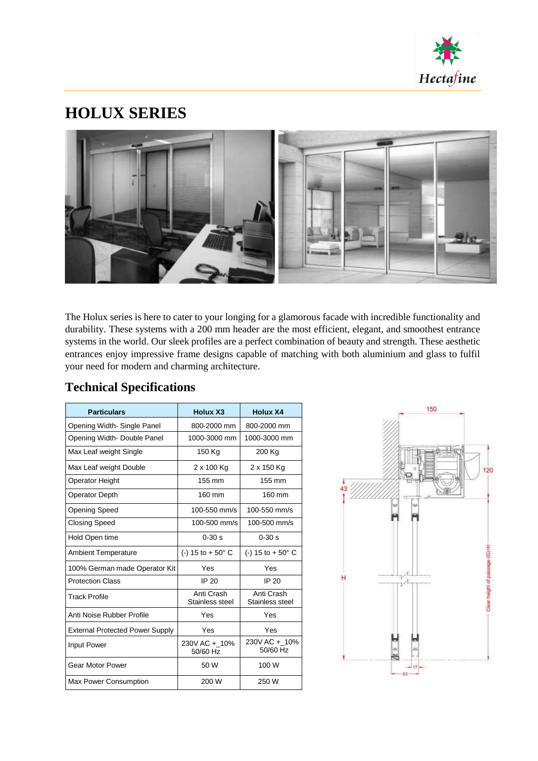# HOLUX SERIES

The Holux series is here to cater to your longing for a glamorous facade with incredible functionality and durability. These systems with a 200 mm header are the most efficient, elegant, and smoothest entrance systems in the world. Our sleek profiles are a perfect combination of beauty and strength. These aesthetic entrances enjoy impressive frame designs capable of matching with both aluminium and glass to fulfil your need for modern and charming architecture.

## Technical Specifications

| Particulars | Holux X3 | Holux X4 |
|---|---|---|
| Opening Width- Single Panel | 800-2000 mm | 800-2000 mm |
| Opening Width- Double Panel | 1000-3000 mm | 1000-3000 mm |
| Max Leaf weight Single | 150 Kg | 200 Kg |
| Max Leaf weight Double | 2 x 100 Kg | 2 x 150 Kg |
| Operator Height | 155 mm | 155 mm |
| Operator Depth | 160 mm | 160 mm |
| Opening Speed | 100-550 mm/s | 100-550 mm/s |
| Closing Speed | 100-500 mm/s | 100-500 mm/s |
| Hold Open time | 0-30 s | 0-30 s |
| Ambient Temperature | (-) 15 to + 50° C | (-) 15 to + 50° C |
| 100% German made Operator Kit | Yes | Yes |
| Protection Class | IP 20 | IP 20 |
| Track Profile | Anti Crash Stainless steel | Anti Crash Stainless steel |
| Anti Noise Rubber Profile | Yes | Yes |
| External Protected Power Supply | Yes | Yes |
| Input Power | 230V AC +_10% 50/60 Hz | 230V AC +_10% 50/60 Hz |
| Gear Motor Power | 50 W | 100 W |
| Max Power Consumption | 200 W | 250 W |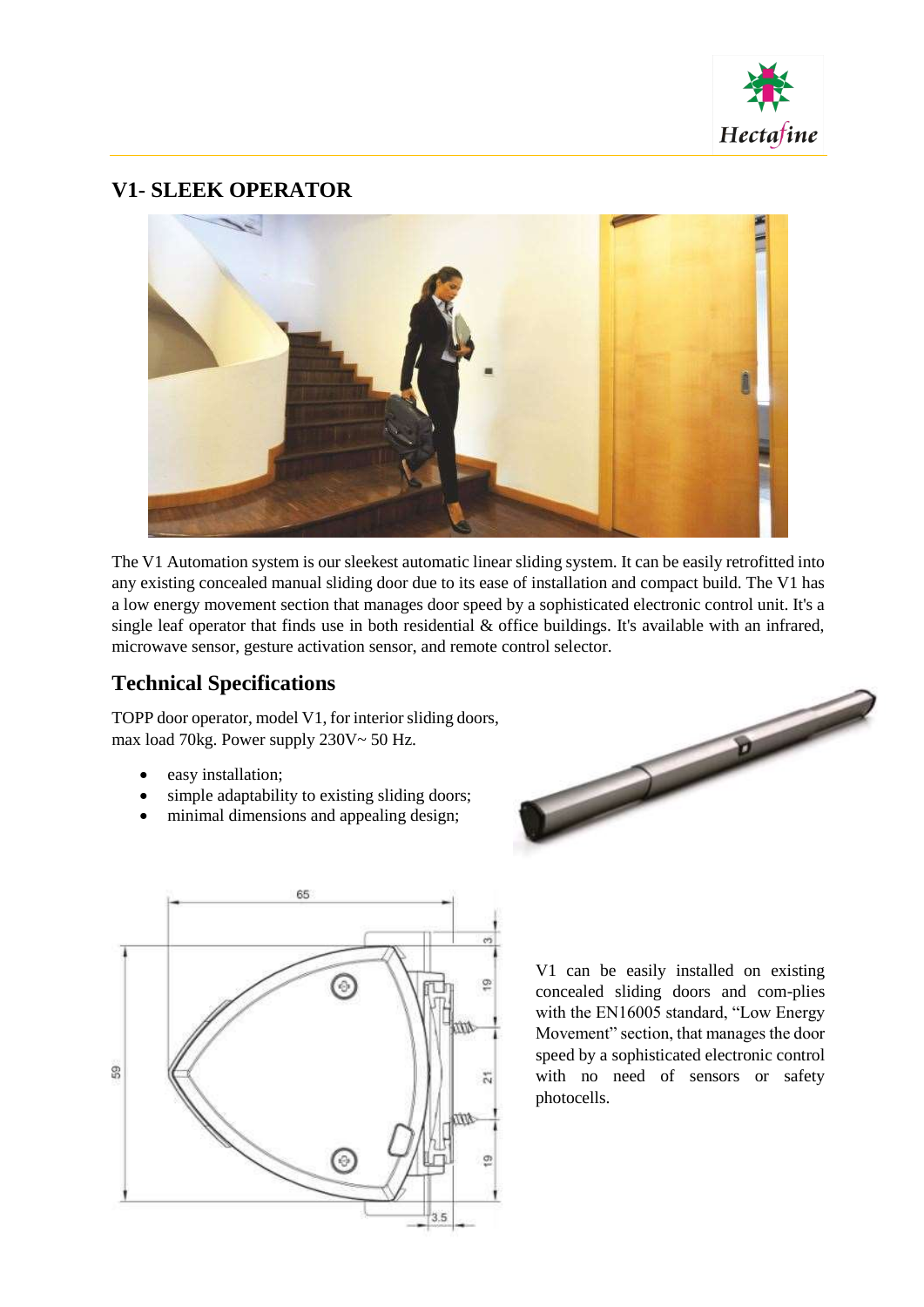## V1- SLEEK OPERATOR

The V1 Automation system is our sleekest automatic linear sliding system. It can be easily retrofitted into any existing concealed manual sliding door due to its ease of installation and compact build. The V1 has a low energy movement section that manages door speed by a sophisticated electronic control unit. It's a single leaf operator that finds use in both residential & office buildings. It's available with an infrared, microwave sensor, gesture activation sensor, and remote control selector.

## Technical Specifications

TOPP door operator, model V1, for interior sliding doors, max load 70kg. Power supply 230V~ 50 Hz.

- easy installation;
- simple adaptability to existing sliding doors;
- minimal dimensions and appealing design;

V1 can be easily installed on existing concealed sliding doors and com-plies with the EN16005 standard, "Low Energy Movement" section, that manages the door speed by a sophisticated electronic control with no need of sensors or safety photocells.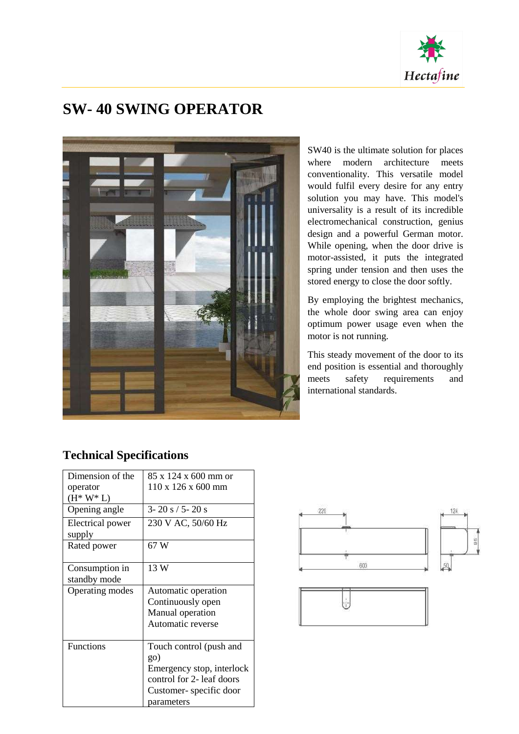# SW- 40 SWING OPERATOR

SW40 is the ultimate solution for places where modern architecture meets conventionality. This versatile model would fulfil every desire for any entry solution you may have. This model's universality is a result of its incredible electromechanical construction, genius design and a powerful German motor. While opening, when the door drive is motor-assisted, it puts the integrated spring under tension and then uses the stored energy to close the door softly.

By employing the brightest mechanics, the whole door swing area can enjoy optimum power usage even when the motor is not running.

This steady movement of the door to its end position is essential and thoroughly meets safety requirements and international standards.

## Technical Specifications

| | |
|---|---|
| Dimension of the operator (H* W* L) | 85 x 124 x 600 mm or 110 x 126 x 600 mm |
| Opening angle | 3- 20 s / 5- 20 s |
| Electrical power supply | 230 V AC, 50/60 Hz |
| Rated power | 67 W |
| Consumption in standby mode | 13 W |
| Operating modes | Automatic operation<br>Continuously open<br>Manual operation<br>Automatic reverse |
| Functions | Touch control (push and go)<br>Emergency stop, interlock control for 2- leaf doors<br>Customer- specific door parameters |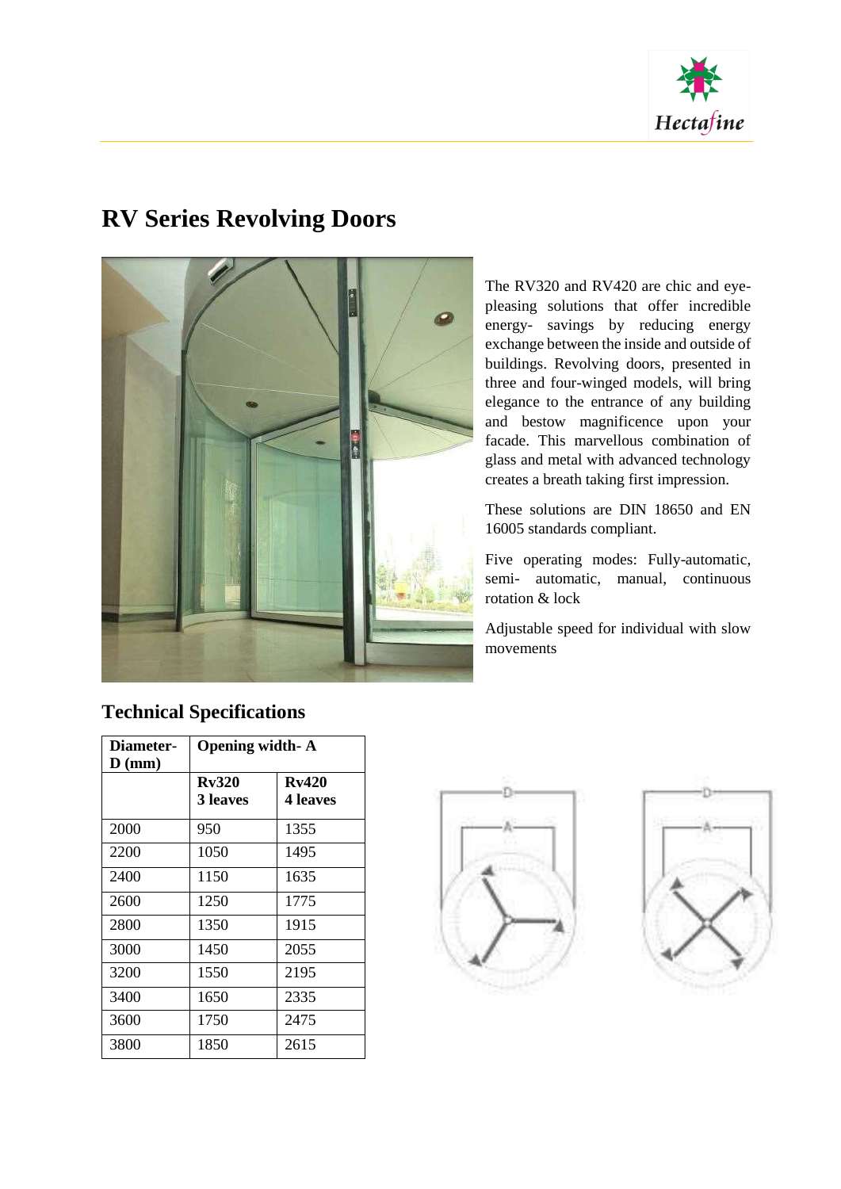# RV Series Revolving Doors

The RV320 and RV420 are chic and eye-pleasing solutions that offer incredible energy- savings by reducing energy exchange between the inside and outside of buildings. Revolving doors, presented in three and four-winged models, will bring elegance to the entrance of any building and bestow magnificence upon your facade. This marvellous combination of glass and metal with advanced technology creates a breath taking first impression.

These solutions are DIN 18650 and EN 16005 standards compliant.

Five operating modes: Fully-automatic, semi- automatic, manual, continuous rotation & lock

Adjustable speed for individual with slow movements

## Technical Specifications

| Diameter- D (mm) | Opening width- A | |
|---|---|---|
| | **Rv320 3 leaves** | **Rv420 4 leaves** |
| 2000 | 950 | 1355 |
| 2200 | 1050 | 1495 |
| 2400 | 1150 | 1635 |
| 2600 | 1250 | 1775 |
| 2800 | 1350 | 1915 |
| 3000 | 1450 | 2055 |
| 3200 | 1550 | 2195 |
| 3400 | 1650 | 2335 |
| 3600 | 1750 | 2475 |
| 3800 | 1850 | 2615 |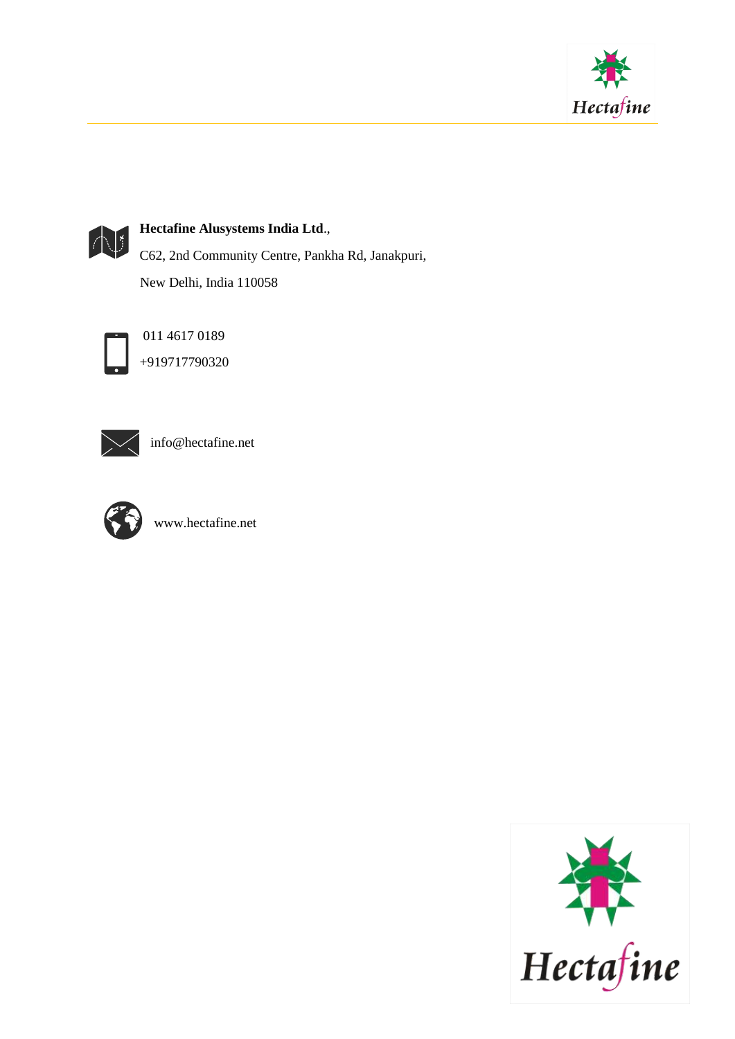**Hectafine Alusystems India Ltd**.,

C62, 2nd Community Centre, Pankha Rd, Janakpuri,

New Delhi, India 110058

011 4617 0189

+919717790320

info@hectafine.net

www.hectafine.net